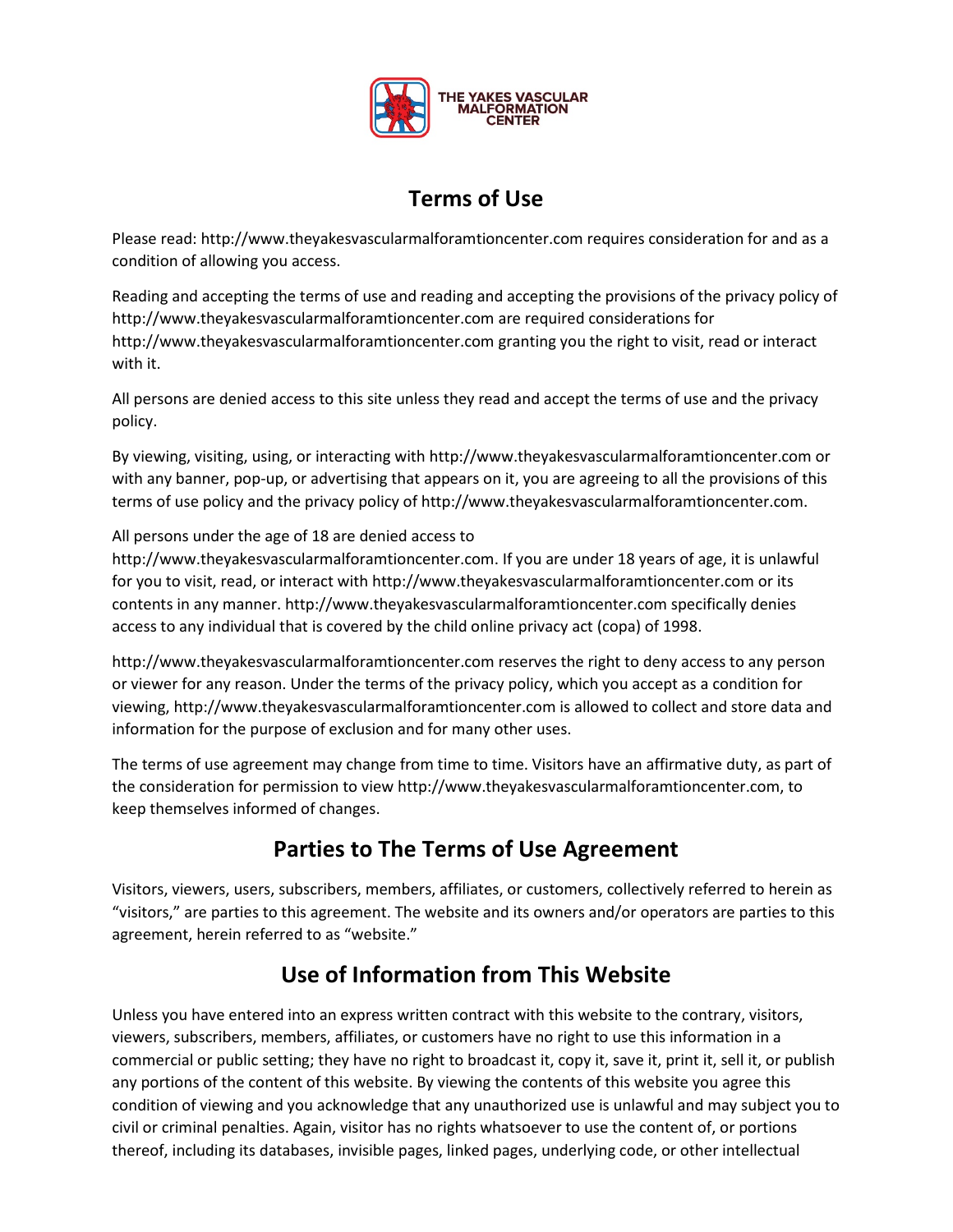THE YAKES VASCULAR MALFORMATION CENTER

# Terms of Use

Please read: http://www.theyakesvascularmalforamtioncenter.com requires consideration for and as a condition of allowing you access.

Reading and accepting the terms of use and reading and accepting the provisions of the privacy policy of http://www.theyakesvascularmalforamtioncenter.com are required considerations for http://www.theyakesvascularmalforamtioncenter.com granting you the right to visit, read or interact with it.

All persons are denied access to this site unless they read and accept the terms of use and the privacy policy.

By viewing, visiting, using, or interacting with http://www.theyakesvascularmalforamtioncenter.com or with any banner, pop-up, or advertising that appears on it, you are agreeing to all the provisions of this terms of use policy and the privacy policy of http://www.theyakesvascularmalforamtioncenter.com.

All persons under the age of 18 are denied access to http://www.theyakesvascularmalforamtioncenter.com. If you are under 18 years of age, it is unlawful for you to visit, read, or interact with http://www.theyakesvascularmalforamtioncenter.com or its contents in any manner. http://www.theyakesvascularmalforamtioncenter.com specifically denies access to any individual that is covered by the child online privacy act (copa) of 1998.

http://www.theyakesvascularmalforamtioncenter.com reserves the right to deny access to any person or viewer for any reason. Under the terms of the privacy policy, which you accept as a condition for viewing, http://www.theyakesvascularmalforamtioncenter.com is allowed to collect and store data and information for the purpose of exclusion and for many other uses.

The terms of use agreement may change from time to time. Visitors have an affirmative duty, as part of the consideration for permission to view http://www.theyakesvascularmalforamtioncenter.com, to keep themselves informed of changes.

## Parties to The Terms of Use Agreement

Visitors, viewers, users, subscribers, members, affiliates, or customers, collectively referred to herein as "visitors," are parties to this agreement. The website and its owners and/or operators are parties to this agreement, herein referred to as "website."

## Use of Information from This Website

Unless you have entered into an express written contract with this website to the contrary, visitors, viewers, subscribers, members, affiliates, or customers have no right to use this information in a commercial or public setting; they have no right to broadcast it, copy it, save it, print it, sell it, or publish any portions of the content of this website. By viewing the contents of this website you agree this condition of viewing and you acknowledge that any unauthorized use is unlawful and may subject you to civil or criminal penalties. Again, visitor has no rights whatsoever to use the content of, or portions thereof, including its databases, invisible pages, linked pages, underlying code, or other intellectual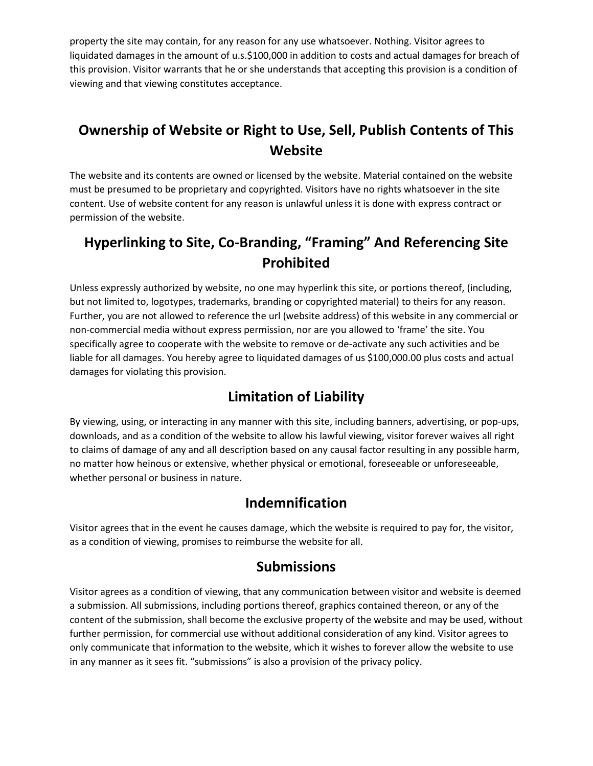property the site may contain, for any reason for any use whatsoever. Nothing. Visitor agrees to liquidated damages in the amount of u.s.$100,000 in addition to costs and actual damages for breach of this provision. Visitor warrants that he or she understands that accepting this provision is a condition of viewing and that viewing constitutes acceptance.

## Ownership of Website or Right to Use, Sell, Publish Contents of This Website

The website and its contents are owned or licensed by the website. Material contained on the website must be presumed to be proprietary and copyrighted. Visitors have no rights whatsoever in the site content. Use of website content for any reason is unlawful unless it is done with express contract or permission of the website.

## Hyperlinking to Site, Co-Branding, "Framing" And Referencing Site Prohibited

Unless expressly authorized by website, no one may hyperlink this site, or portions thereof, (including, but not limited to, logotypes, trademarks, branding or copyrighted material) to theirs for any reason. Further, you are not allowed to reference the url (website address) of this website in any commercial or non-commercial media without express permission, nor are you allowed to 'frame' the site. You specifically agree to cooperate with the website to remove or de-activate any such activities and be liable for all damages. You hereby agree to liquidated damages of us $100,000.00 plus costs and actual damages for violating this provision.

## Limitation of Liability

By viewing, using, or interacting in any manner with this site, including banners, advertising, or pop-ups, downloads, and as a condition of the website to allow his lawful viewing, visitor forever waives all right to claims of damage of any and all description based on any causal factor resulting in any possible harm, no matter how heinous or extensive, whether physical or emotional, foreseeable or unforeseeable, whether personal or business in nature.

## Indemnification

Visitor agrees that in the event he causes damage, which the website is required to pay for, the visitor, as a condition of viewing, promises to reimburse the website for all.

## Submissions

Visitor agrees as a condition of viewing, that any communication between visitor and website is deemed a submission. All submissions, including portions thereof, graphics contained thereon, or any of the content of the submission, shall become the exclusive property of the website and may be used, without further permission, for commercial use without additional consideration of any kind. Visitor agrees to only communicate that information to the website, which it wishes to forever allow the website to use in any manner as it sees fit. "submissions" is also a provision of the privacy policy.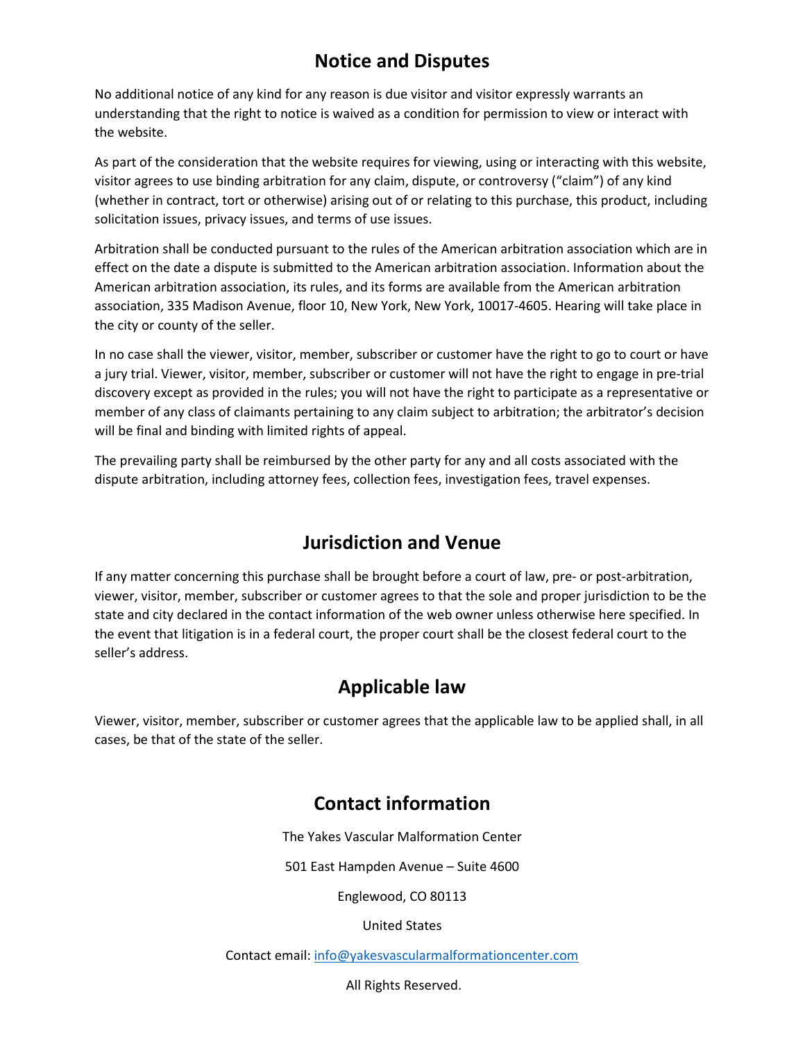## Notice and Disputes

No additional notice of any kind for any reason is due visitor and visitor expressly warrants an understanding that the right to notice is waived as a condition for permission to view or interact with the website.

As part of the consideration that the website requires for viewing, using or interacting with this website, visitor agrees to use binding arbitration for any claim, dispute, or controversy ("claim") of any kind (whether in contract, tort or otherwise) arising out of or relating to this purchase, this product, including solicitation issues, privacy issues, and terms of use issues.

Arbitration shall be conducted pursuant to the rules of the American arbitration association which are in effect on the date a dispute is submitted to the American arbitration association. Information about the American arbitration association, its rules, and its forms are available from the American arbitration association, 335 Madison Avenue, floor 10, New York, New York, 10017-4605. Hearing will take place in the city or county of the seller.

In no case shall the viewer, visitor, member, subscriber or customer have the right to go to court or have a jury trial. Viewer, visitor, member, subscriber or customer will not have the right to engage in pre-trial discovery except as provided in the rules; you will not have the right to participate as a representative or member of any class of claimants pertaining to any claim subject to arbitration; the arbitrator's decision will be final and binding with limited rights of appeal.

The prevailing party shall be reimbursed by the other party for any and all costs associated with the dispute arbitration, including attorney fees, collection fees, investigation fees, travel expenses.

## Jurisdiction and Venue

If any matter concerning this purchase shall be brought before a court of law, pre- or post-arbitration, viewer, visitor, member, subscriber or customer agrees to that the sole and proper jurisdiction to be the state and city declared in the contact information of the web owner unless otherwise here specified. In the event that litigation is in a federal court, the proper court shall be the closest federal court to the seller's address.

## Applicable law

Viewer, visitor, member, subscriber or customer agrees that the applicable law to be applied shall, in all cases, be that of the state of the seller.

## Contact information

The Yakes Vascular Malformation Center

501 East Hampden Avenue – Suite 4600

Englewood, CO 80113

United States

Contact email: info@yakesvascularmalformationcenter.com

All Rights Reserved.